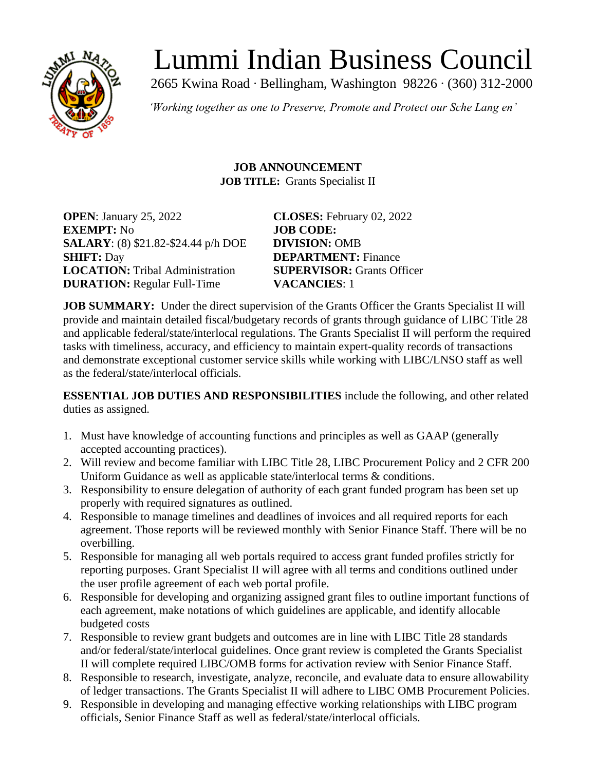# Lummi Indian Business Council

2665 Kwina Road · Bellingham, Washington 98226 · (360) 312-2000

*'Working together as one to Preserve, Promote and Protect our Sche Lang en'*

**JOB ANNOUNCEMENT**

**JOB TITLE:** Grants Specialist II

**OPEN**: January 25, 2022
**EXEMPT:** No
**SALARY**: (8) $21.82-$24.44 p/h DOE
**SHIFT:** Day
**LOCATION:** Tribal Administration
**DURATION:** Regular Full-Time

**CLOSES:** February 02, 2022
**JOB CODE:**
**DIVISION:** OMB
**DEPARTMENT:** Finance
**SUPERVISOR:** Grants Officer
**VACANCIES**: 1

**JOB SUMMARY:** Under the direct supervision of the Grants Officer the Grants Specialist II will provide and maintain detailed fiscal/budgetary records of grants through guidance of LIBC Title 28 and applicable federal/state/interlocal regulations. The Grants Specialist II will perform the required tasks with timeliness, accuracy, and efficiency to maintain expert-quality records of transactions and demonstrate exceptional customer service skills while working with LIBC/LNSO staff as well as the federal/state/interlocal officials.

**ESSENTIAL JOB DUTIES AND RESPONSIBILITIES** include the following, and other related duties as assigned.

1. Must have knowledge of accounting functions and principles as well as GAAP (generally accepted accounting practices).
2. Will review and become familiar with LIBC Title 28, LIBC Procurement Policy and 2 CFR 200 Uniform Guidance as well as applicable state/interlocal terms & conditions.
3. Responsibility to ensure delegation of authority of each grant funded program has been set up properly with required signatures as outlined.
4. Responsible to manage timelines and deadlines of invoices and all required reports for each agreement. Those reports will be reviewed monthly with Senior Finance Staff. There will be no overbilling.
5. Responsible for managing all web portals required to access grant funded profiles strictly for reporting purposes. Grant Specialist II will agree with all terms and conditions outlined under the user profile agreement of each web portal profile.
6. Responsible for developing and organizing assigned grant files to outline important functions of each agreement, make notations of which guidelines are applicable, and identify allocable budgeted costs
7. Responsible to review grant budgets and outcomes are in line with LIBC Title 28 standards and/or federal/state/interlocal guidelines. Once grant review is completed the Grants Specialist II will complete required LIBC/OMB forms for activation review with Senior Finance Staff.
8. Responsible to research, investigate, analyze, reconcile, and evaluate data to ensure allowability of ledger transactions. The Grants Specialist II will adhere to LIBC OMB Procurement Policies.
9. Responsible in developing and managing effective working relationships with LIBC program officials, Senior Finance Staff as well as federal/state/interlocal officials.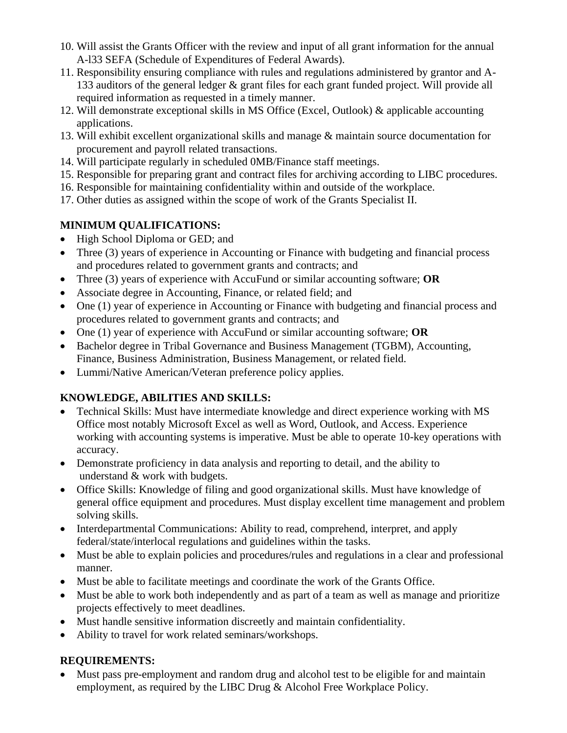10. Will assist the Grants Officer with the review and input of all grant information for the annual A-l33 SEFA (Schedule of Expenditures of Federal Awards).
11. Responsibility ensuring compliance with rules and regulations administered by grantor and A-133 auditors of the general ledger & grant files for each grant funded project. Will provide all required information as requested in a timely manner.
12. Will demonstrate exceptional skills in MS Office (Excel, Outlook) & applicable accounting applications.
13. Will exhibit excellent organizational skills and manage & maintain source documentation for procurement and payroll related transactions.
14. Will participate regularly in scheduled 0MB/Finance staff meetings.
15. Responsible for preparing grant and contract files for archiving according to LIBC procedures.
16. Responsible for maintaining confidentiality within and outside of the workplace.
17. Other duties as assigned within the scope of work of the Grants Specialist II.

**MINIMUM QUALIFICATIONS:**

- High School Diploma or GED; and
- Three (3) years of experience in Accounting or Finance with budgeting and financial process and procedures related to government grants and contracts; and
- Three (3) years of experience with AccuFund or similar accounting software; **OR**
- Associate degree in Accounting, Finance, or related field; and
- One (1) year of experience in Accounting or Finance with budgeting and financial process and procedures related to government grants and contracts; and
- One (1) year of experience with AccuFund or similar accounting software; **OR**
- Bachelor degree in Tribal Governance and Business Management (TGBM), Accounting, Finance, Business Administration, Business Management, or related field.
- Lummi/Native American/Veteran preference policy applies.

**KNOWLEDGE, ABILITIES AND SKILLS:**

- Technical Skills: Must have intermediate knowledge and direct experience working with MS Office most notably Microsoft Excel as well as Word, Outlook, and Access. Experience working with accounting systems is imperative. Must be able to operate 10-key operations with accuracy.
- Demonstrate proficiency in data analysis and reporting to detail, and the ability to understand & work with budgets.
- Office Skills: Knowledge of filing and good organizational skills. Must have knowledge of general office equipment and procedures. Must display excellent time management and problem solving skills.
- Interdepartmental Communications: Ability to read, comprehend, interpret, and apply federal/state/interlocal regulations and guidelines within the tasks.
- Must be able to explain policies and procedures/rules and regulations in a clear and professional manner.
- Must be able to facilitate meetings and coordinate the work of the Grants Office.
- Must be able to work both independently and as part of a team as well as manage and prioritize projects effectively to meet deadlines.
- Must handle sensitive information discreetly and maintain confidentiality.
- Ability to travel for work related seminars/workshops.

**REQUIREMENTS:**

- Must pass pre-employment and random drug and alcohol test to be eligible for and maintain employment, as required by the LIBC Drug & Alcohol Free Workplace Policy.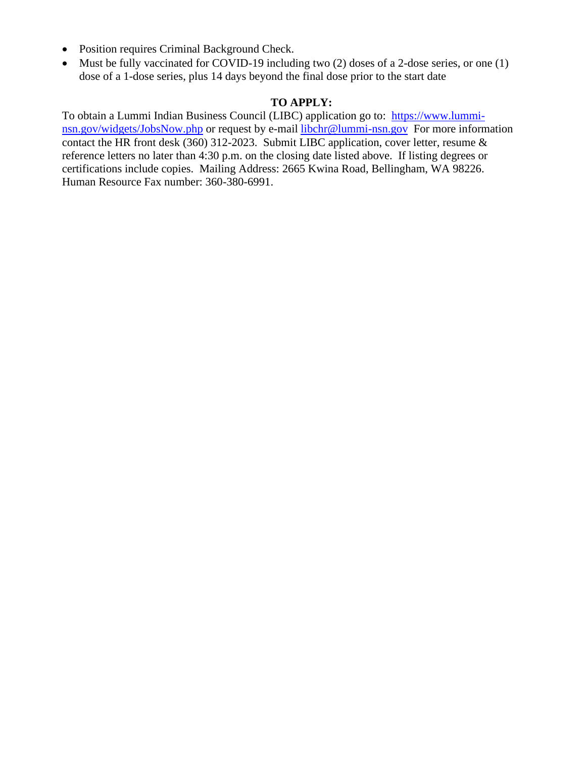- Position requires Criminal Background Check.
- Must be fully vaccinated for COVID-19 including two (2) doses of a 2-dose series, or one (1) dose of a 1-dose series, plus 14 days beyond the final dose prior to the start date

**TO APPLY:**

To obtain a Lummi Indian Business Council (LIBC) application go to: https://www.lummi-nsn.gov/widgets/JobsNow.php or request by e-mail libchr@lummi-nsn.gov For more information contact the HR front desk (360) 312-2023. Submit LIBC application, cover letter, resume & reference letters no later than 4:30 p.m. on the closing date listed above. If listing degrees or certifications include copies. Mailing Address: 2665 Kwina Road, Bellingham, WA 98226. Human Resource Fax number: 360-380-6991.